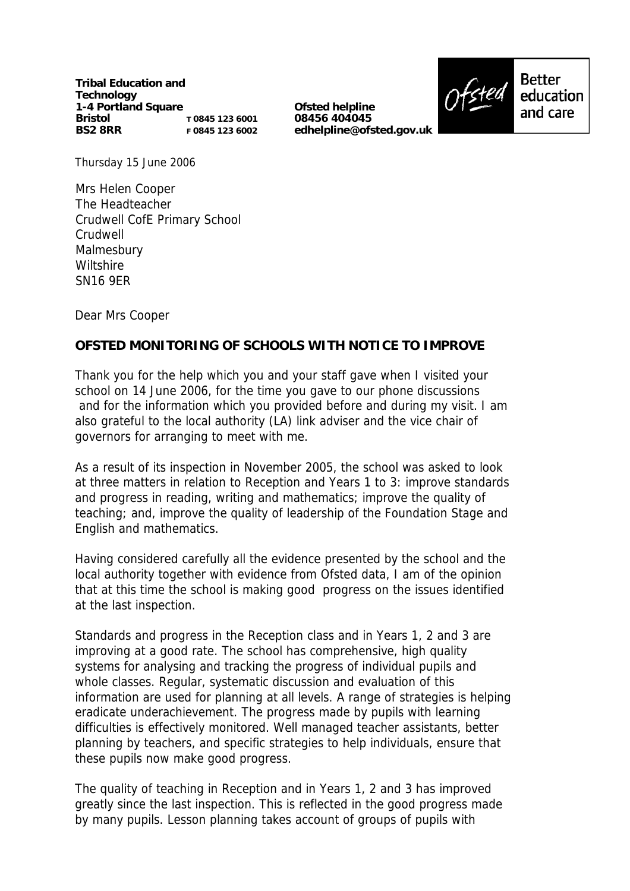**Tribal Education and Technology**
**1-4 Portland Square**
**Bristol** T 0845 123 6001
**BS2 8RR** F 0845 123 6002

**Ofsted helpline**
**08456 404045**
**edhelpline@ofsted.gov.uk**

Better education and care

Thursday 15 June 2006

Mrs Helen Cooper
The Headteacher
Crudwell CofE Primary School
Crudwell
Malmesbury
Wiltshire
SN16 9ER

Dear Mrs Cooper

**OFSTED MONITORING OF SCHOOLS WITH NOTICE TO IMPROVE**

Thank you for the help which you and your staff gave when I visited your school on 14 June 2006, for the time you gave to our phone discussions and for the information which you provided before and during my visit. I am also grateful to the local authority (LA) link adviser and the vice chair of governors for arranging to meet with me.

As a result of its inspection in November 2005, the school was asked to look at three matters in relation to Reception and Years 1 to 3: improve standards and progress in reading, writing and mathematics; improve the quality of teaching; and, improve the quality of leadership of the Foundation Stage and English and mathematics.

Having considered carefully all the evidence presented by the school and the local authority together with evidence from Ofsted data, I am of the opinion that at this time the school is making good progress on the issues identified at the last inspection.

Standards and progress in the Reception class and in Years 1, 2 and 3 are improving at a good rate. The school has comprehensive, high quality systems for analysing and tracking the progress of individual pupils and whole classes. Regular, systematic discussion and evaluation of this information are used for planning at all levels. A range of strategies is helping eradicate underachievement. The progress made by pupils with learning difficulties is effectively monitored. Well managed teacher assistants, better planning by teachers, and specific strategies to help individuals, ensure that these pupils now make good progress.

The quality of teaching in Reception and in Years 1, 2 and 3 has improved greatly since the last inspection. This is reflected in the good progress made by many pupils. Lesson planning takes account of groups of pupils with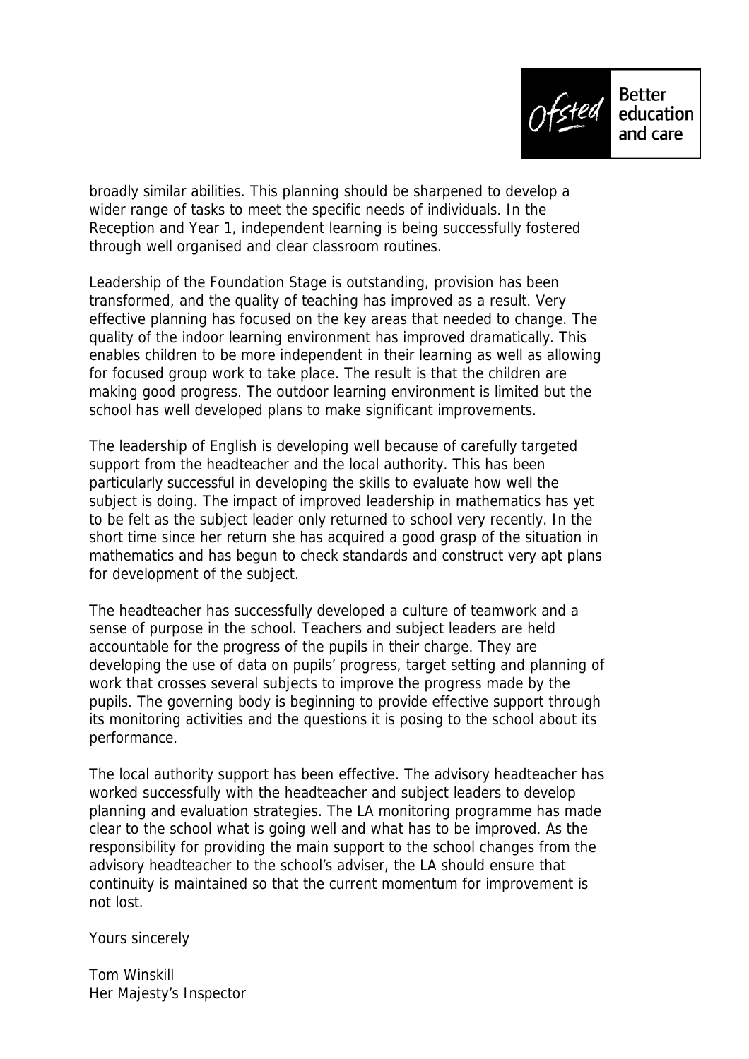broadly similar abilities. This planning should be sharpened to develop a wider range of tasks to meet the specific needs of individuals. In the Reception and Year 1, independent learning is being successfully fostered through well organised and clear classroom routines.

Leadership of the Foundation Stage is outstanding, provision has been transformed, and the quality of teaching has improved as a result. Very effective planning has focused on the key areas that needed to change. The quality of the indoor learning environment has improved dramatically. This enables children to be more independent in their learning as well as allowing for focused group work to take place. The result is that the children are making good progress. The outdoor learning environment is limited but the school has well developed plans to make significant improvements.

The leadership of English is developing well because of carefully targeted support from the headteacher and the local authority. This has been particularly successful in developing the skills to evaluate how well the subject is doing. The impact of improved leadership in mathematics has yet to be felt as the subject leader only returned to school very recently. In the short time since her return she has acquired a good grasp of the situation in mathematics and has begun to check standards and construct very apt plans for development of the subject.

The headteacher has successfully developed a culture of teamwork and a sense of purpose in the school. Teachers and subject leaders are held accountable for the progress of the pupils in their charge. They are developing the use of data on pupils' progress, target setting and planning of work that crosses several subjects to improve the progress made by the pupils. The governing body is beginning to provide effective support through its monitoring activities and the questions it is posing to the school about its performance.

The local authority support has been effective. The advisory headteacher has worked successfully with the headteacher and subject leaders to develop planning and evaluation strategies. The LA monitoring programme has made clear to the school what is going well and what has to be improved. As the responsibility for providing the main support to the school changes from the advisory headteacher to the school's adviser, the LA should ensure that continuity is maintained so that the current momentum for improvement is not lost.

Yours sincerely

Tom Winskill
Her Majesty's Inspector